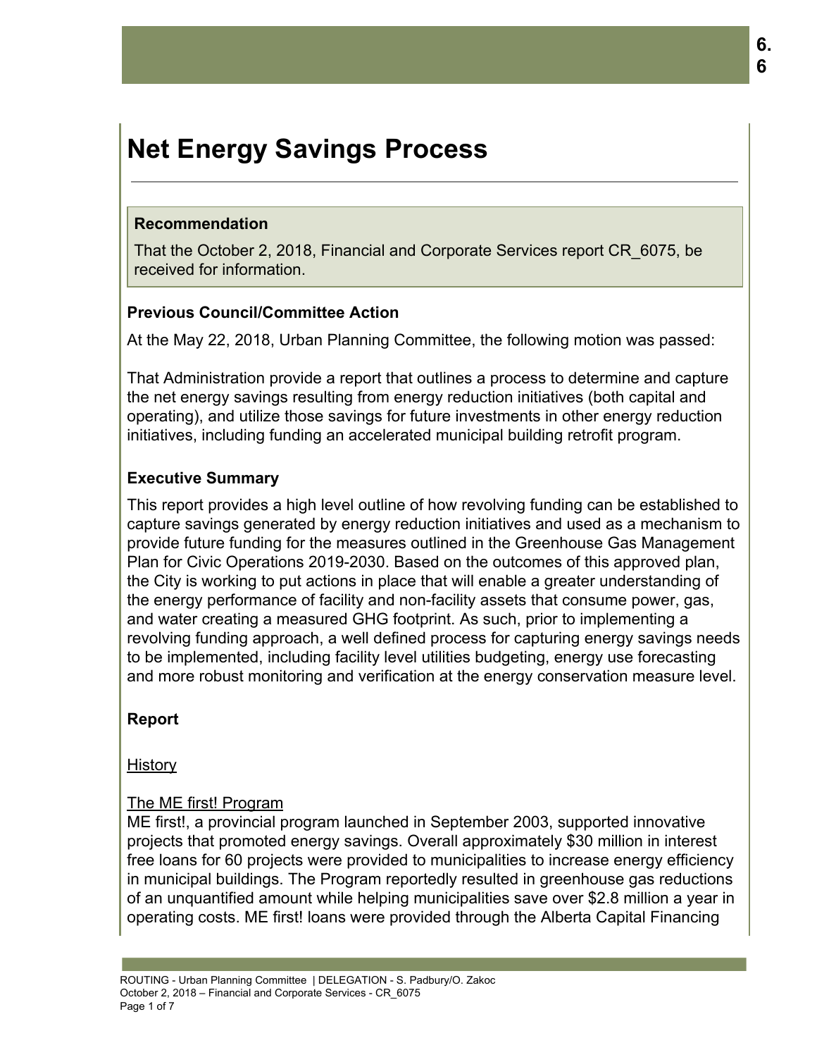# Net Energy Savings Process

**Recommendation**

That the October 2, 2018, Financial and Corporate Services report CR_6075, be received for information.

### Previous Council/Committee Action

At the May 22, 2018, Urban Planning Committee, the following motion was passed:

That Administration provide a report that outlines a process to determine and capture the net energy savings resulting from energy reduction initiatives (both capital and operating), and utilize those savings for future investments in other energy reduction initiatives, including funding an accelerated municipal building retrofit program.

### Executive Summary

This report provides a high level outline of how revolving funding can be established to capture savings generated by energy reduction initiatives and used as a mechanism to provide future funding for the measures outlined in the Greenhouse Gas Management Plan for Civic Operations 2019-2030. Based on the outcomes of this approved plan, the City is working to put actions in place that will enable a greater understanding of the energy performance of facility and non-facility assets that consume power, gas, and water creating a measured GHG footprint. As such, prior to implementing a revolving funding approach, a well defined process for capturing energy savings needs to be implemented, including facility level utilities budgeting, energy use forecasting and more robust monitoring and verification at the energy conservation measure level.

### Report

History

The ME first! Program

ME first!, a provincial program launched in September 2003, supported innovative projects that promoted energy savings. Overall approximately $30 million in interest free loans for 60 projects were provided to municipalities to increase energy efficiency in municipal buildings. The Program reportedly resulted in greenhouse gas reductions of an unquantified amount while helping municipalities save over $2.8 million a year in operating costs. ME first! loans were provided through the Alberta Capital Financing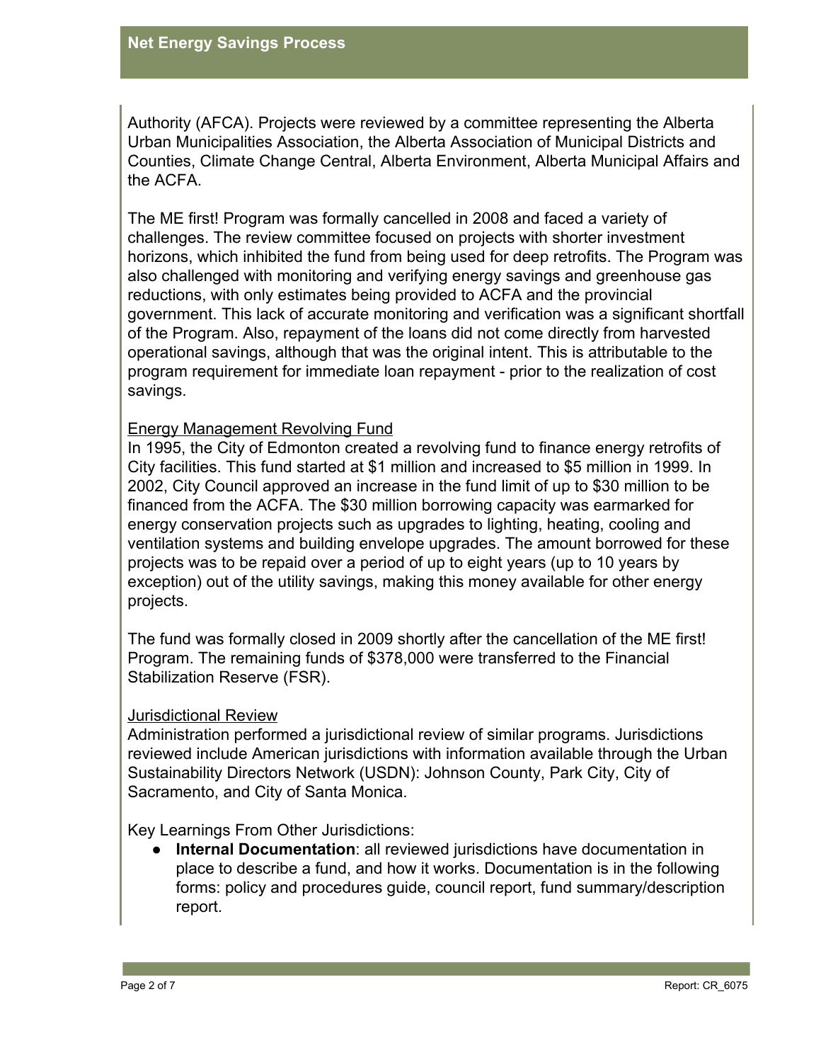Authority (AFCA). Projects were reviewed by a committee representing the Alberta Urban Municipalities Association, the Alberta Association of Municipal Districts and Counties, Climate Change Central, Alberta Environment, Alberta Municipal Affairs and the ACFA.

The ME first! Program was formally cancelled in 2008 and faced a variety of challenges. The review committee focused on projects with shorter investment horizons, which inhibited the fund from being used for deep retrofits. The Program was also challenged with monitoring and verifying energy savings and greenhouse gas reductions, with only estimates being provided to ACFA and the provincial government. This lack of accurate monitoring and verification was a significant shortfall of the Program. Also, repayment of the loans did not come directly from harvested operational savings, although that was the original intent. This is attributable to the program requirement for immediate loan repayment - prior to the realization of cost savings.

<u>Energy Management Revolving Fund</u>

In 1995, the City of Edmonton created a revolving fund to finance energy retrofits of City facilities. This fund started at $1 million and increased to $5 million in 1999. In 2002, City Council approved an increase in the fund limit of up to $30 million to be financed from the ACFA. The $30 million borrowing capacity was earmarked for energy conservation projects such as upgrades to lighting, heating, cooling and ventilation systems and building envelope upgrades. The amount borrowed for these projects was to be repaid over a period of up to eight years (up to 10 years by exception) out of the utility savings, making this money available for other energy projects.

The fund was formally closed in 2009 shortly after the cancellation of the ME first! Program. The remaining funds of $378,000 were transferred to the Financial Stabilization Reserve (FSR).

<u>Jurisdictional Review</u>

Administration performed a jurisdictional review of similar programs. Jurisdictions reviewed include American jurisdictions with information available through the Urban Sustainability Directors Network (USDN): Johnson County, Park City, City of Sacramento, and City of Santa Monica.

Key Learnings From Other Jurisdictions:

- **Internal Documentation**: all reviewed jurisdictions have documentation in place to describe a fund, and how it works. Documentation is in the following forms: policy and procedures guide, council report, fund summary/description report.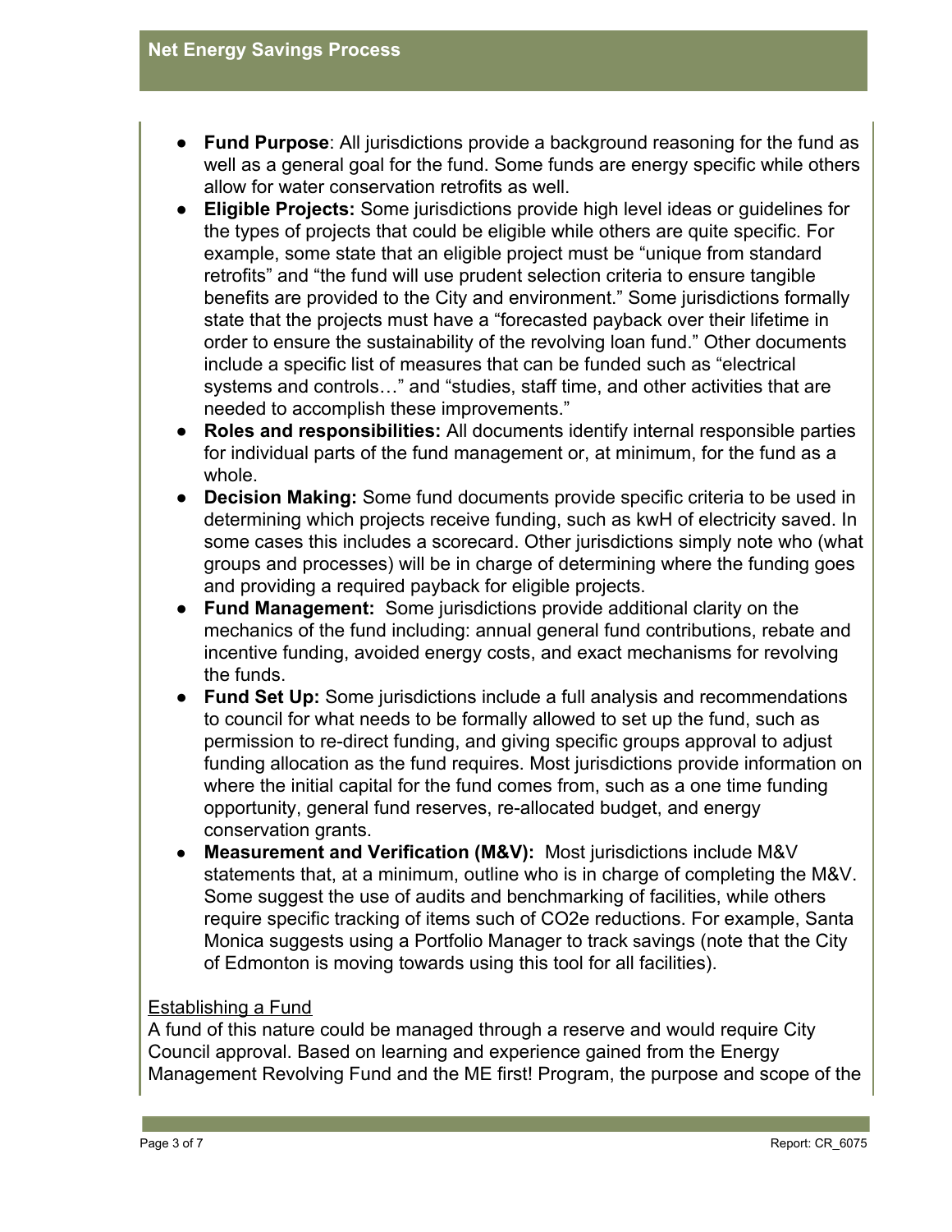- **Fund Purpose**: All jurisdictions provide a background reasoning for the fund as well as a general goal for the fund. Some funds are energy specific while others allow for water conservation retrofits as well.
- **Eligible Projects:** Some jurisdictions provide high level ideas or guidelines for the types of projects that could be eligible while others are quite specific. For example, some state that an eligible project must be "unique from standard retrofits" and "the fund will use prudent selection criteria to ensure tangible benefits are provided to the City and environment." Some jurisdictions formally state that the projects must have a "forecasted payback over their lifetime in order to ensure the sustainability of the revolving loan fund." Other documents include a specific list of measures that can be funded such as "electrical systems and controls…" and "studies, staff time, and other activities that are needed to accomplish these improvements."
- **Roles and responsibilities:** All documents identify internal responsible parties for individual parts of the fund management or, at minimum, for the fund as a whole.
- **Decision Making:** Some fund documents provide specific criteria to be used in determining which projects receive funding, such as kwH of electricity saved. In some cases this includes a scorecard. Other jurisdictions simply note who (what groups and processes) will be in charge of determining where the funding goes and providing a required payback for eligible projects.
- **Fund Management:** Some jurisdictions provide additional clarity on the mechanics of the fund including: annual general fund contributions, rebate and incentive funding, avoided energy costs, and exact mechanisms for revolving the funds.
- **Fund Set Up:** Some jurisdictions include a full analysis and recommendations to council for what needs to be formally allowed to set up the fund, such as permission to re-direct funding, and giving specific groups approval to adjust funding allocation as the fund requires. Most jurisdictions provide information on where the initial capital for the fund comes from, such as a one time funding opportunity, general fund reserves, re-allocated budget, and energy conservation grants.
- **Measurement and Verification (M&V):** Most jurisdictions include M&V statements that, at a minimum, outline who is in charge of completing the M&V. Some suggest the use of audits and benchmarking of facilities, while others require specific tracking of items such of $CO_2e$ reductions. For example, Santa Monica suggests using a Portfolio Manager to track savings (note that the City of Edmonton is moving towards using this tool for all facilities).

<u>Establishing a Fund</u>

A fund of this nature could be managed through a reserve and would require City Council approval. Based on learning and experience gained from the Energy Management Revolving Fund and the ME first! Program, the purpose and scope of the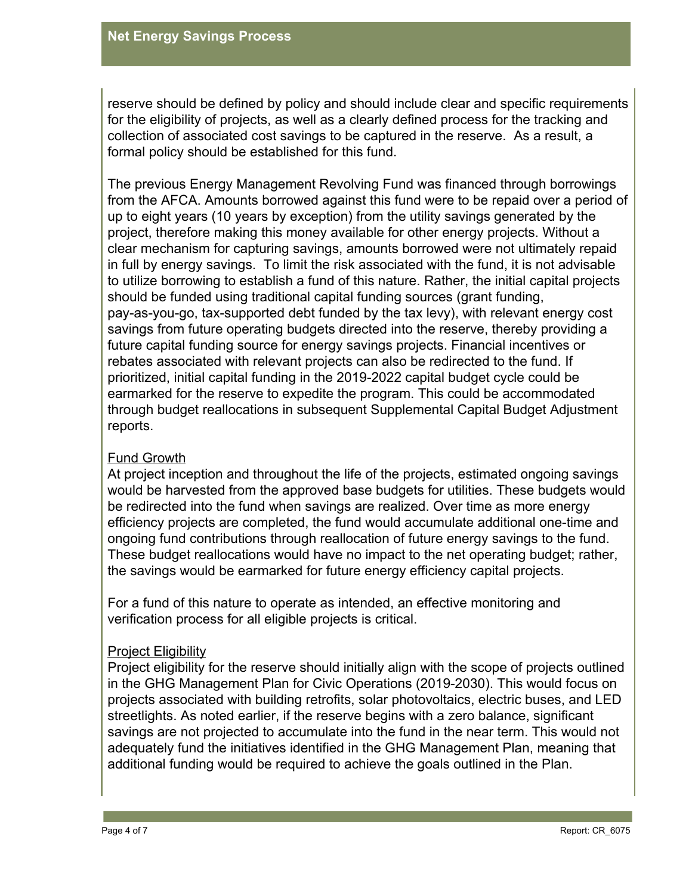reserve should be defined by policy and should include clear and specific requirements for the eligibility of projects, as well as a clearly defined process for the tracking and collection of associated cost savings to be captured in the reserve. As a result, a formal policy should be established for this fund.

The previous Energy Management Revolving Fund was financed through borrowings from the AFCA. Amounts borrowed against this fund were to be repaid over a period of up to eight years (10 years by exception) from the utility savings generated by the project, therefore making this money available for other energy projects. Without a clear mechanism for capturing savings, amounts borrowed were not ultimately repaid in full by energy savings. To limit the risk associated with the fund, it is not advisable to utilize borrowing to establish a fund of this nature. Rather, the initial capital projects should be funded using traditional capital funding sources (grant funding, pay-as-you-go, tax-supported debt funded by the tax levy), with relevant energy cost savings from future operating budgets directed into the reserve, thereby providing a future capital funding source for energy savings projects. Financial incentives or rebates associated with relevant projects can also be redirected to the fund. If prioritized, initial capital funding in the 2019-2022 capital budget cycle could be earmarked for the reserve to expedite the program. This could be accommodated through budget reallocations in subsequent Supplemental Capital Budget Adjustment reports.

Fund Growth

At project inception and throughout the life of the projects, estimated ongoing savings would be harvested from the approved base budgets for utilities. These budgets would be redirected into the fund when savings are realized. Over time as more energy efficiency projects are completed, the fund would accumulate additional one-time and ongoing fund contributions through reallocation of future energy savings to the fund. These budget reallocations would have no impact to the net operating budget; rather, the savings would be earmarked for future energy efficiency capital projects.

For a fund of this nature to operate as intended, an effective monitoring and verification process for all eligible projects is critical.

Project Eligibility

Project eligibility for the reserve should initially align with the scope of projects outlined in the GHG Management Plan for Civic Operations (2019-2030). This would focus on projects associated with building retrofits, solar photovoltaics, electric buses, and LED streetlights. As noted earlier, if the reserve begins with a zero balance, significant savings are not projected to accumulate into the fund in the near term. This would not adequately fund the initiatives identified in the GHG Management Plan, meaning that additional funding would be required to achieve the goals outlined in the Plan.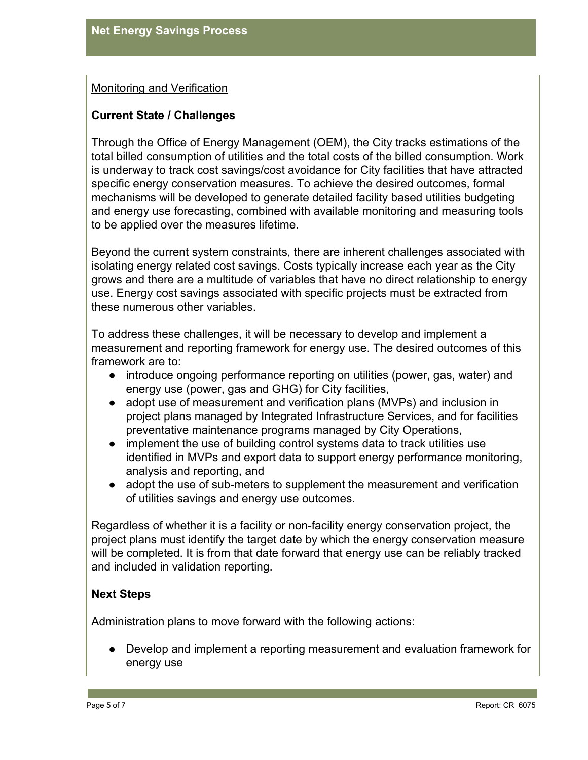Monitoring and Verification

**Current State / Challenges**

Through the Office of Energy Management (OEM), the City tracks estimations of the total billed consumption of utilities and the total costs of the billed consumption. Work is underway to track cost savings/cost avoidance for City facilities that have attracted specific energy conservation measures. To achieve the desired outcomes, formal mechanisms will be developed to generate detailed facility based utilities budgeting and energy use forecasting, combined with available monitoring and measuring tools to be applied over the measures lifetime.

Beyond the current system constraints, there are inherent challenges associated with isolating energy related cost savings. Costs typically increase each year as the City grows and there are a multitude of variables that have no direct relationship to energy use. Energy cost savings associated with specific projects must be extracted from these numerous other variables.

To address these challenges, it will be necessary to develop and implement a measurement and reporting framework for energy use. The desired outcomes of this framework are to:

- introduce ongoing performance reporting on utilities (power, gas, water) and energy use (power, gas and GHG) for City facilities,
- adopt use of measurement and verification plans (MVPs) and inclusion in project plans managed by Integrated Infrastructure Services, and for facilities preventative maintenance programs managed by City Operations,
- implement the use of building control systems data to track utilities use identified in MVPs and export data to support energy performance monitoring, analysis and reporting, and
- adopt the use of sub-meters to supplement the measurement and verification of utilities savings and energy use outcomes.

Regardless of whether it is a facility or non-facility energy conservation project, the project plans must identify the target date by which the energy conservation measure will be completed. It is from that date forward that energy use can be reliably tracked and included in validation reporting.

**Next Steps**

Administration plans to move forward with the following actions:

- Develop and implement a reporting measurement and evaluation framework for energy use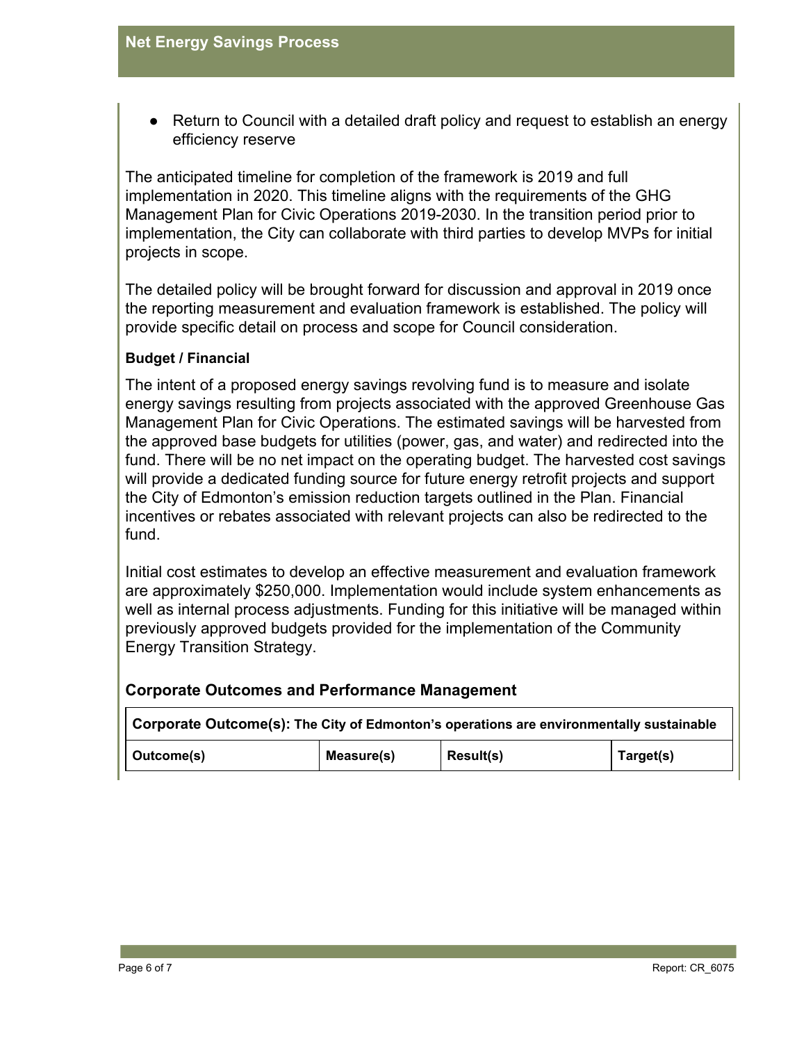- Return to Council with a detailed draft policy and request to establish an energy efficiency reserve

The anticipated timeline for completion of the framework is 2019 and full implementation in 2020. This timeline aligns with the requirements of the GHG Management Plan for Civic Operations 2019-2030. In the transition period prior to implementation, the City can collaborate with third parties to develop MVPs for initial projects in scope.

The detailed policy will be brought forward for discussion and approval in 2019 once the reporting measurement and evaluation framework is established. The policy will provide specific detail on process and scope for Council consideration.

**Budget / Financial**

The intent of a proposed energy savings revolving fund is to measure and isolate energy savings resulting from projects associated with the approved Greenhouse Gas Management Plan for Civic Operations. The estimated savings will be harvested from the approved base budgets for utilities (power, gas, and water) and redirected into the fund. There will be no net impact on the operating budget. The harvested cost savings will provide a dedicated funding source for future energy retrofit projects and support the City of Edmonton's emission reduction targets outlined in the Plan. Financial incentives or rebates associated with relevant projects can also be redirected to the fund.

Initial cost estimates to develop an effective measurement and evaluation framework are approximately $250,000. Implementation would include system enhancements as well as internal process adjustments. Funding for this initiative will be managed within previously approved budgets provided for the implementation of the Community Energy Transition Strategy.

### Corporate Outcomes and Performance Management

| **Corporate Outcome(s): The City of Edmonton's operations are environmentally sustainable** | | | |
|---|---|---|---|
| **Outcome(s)** | **Measure(s)** | **Result(s)** | **Target(s)** |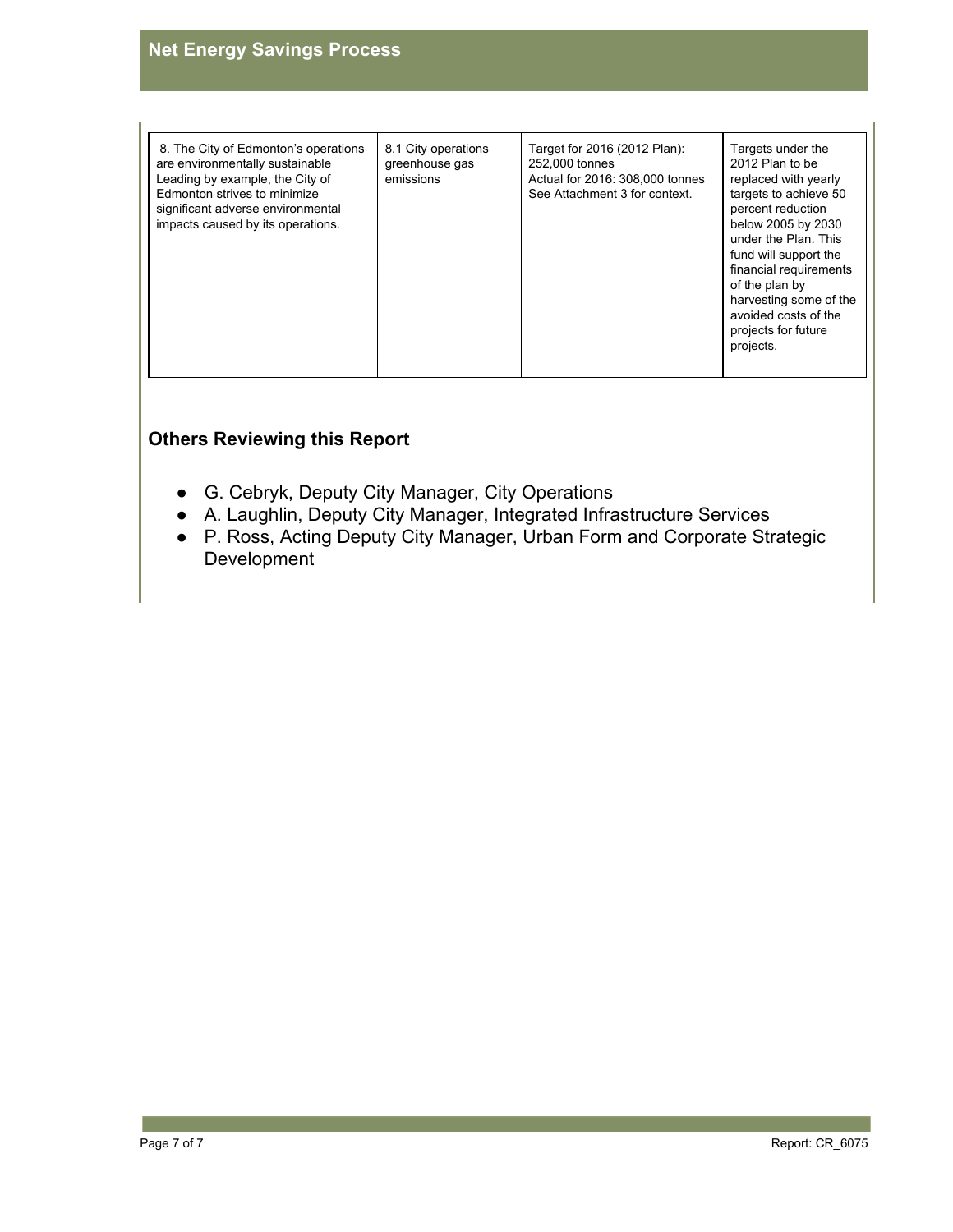| | | | |
|---|---|---|---|
| 8. The City of Edmonton's operations are environmentally sustainable Leading by example, the City of Edmonton strives to minimize significant adverse environmental impacts caused by its operations. | 8.1 City operations greenhouse gas emissions | Target for 2016 (2012 Plan): 252,000 tonnes<br>Actual for 2016: 308,000 tonnes<br>See Attachment 3 for context. | Targets under the 2012 Plan to be replaced with yearly targets to achieve 50 percent reduction below 2005 by 2030 under the Plan. This fund will support the financial requirements of the plan by harvesting some of the avoided costs of the projects for future projects. |

## Others Reviewing this Report

- G. Cebryk, Deputy City Manager, City Operations
- A. Laughlin, Deputy City Manager, Integrated Infrastructure Services
- P. Ross, Acting Deputy City Manager, Urban Form and Corporate Strategic Development